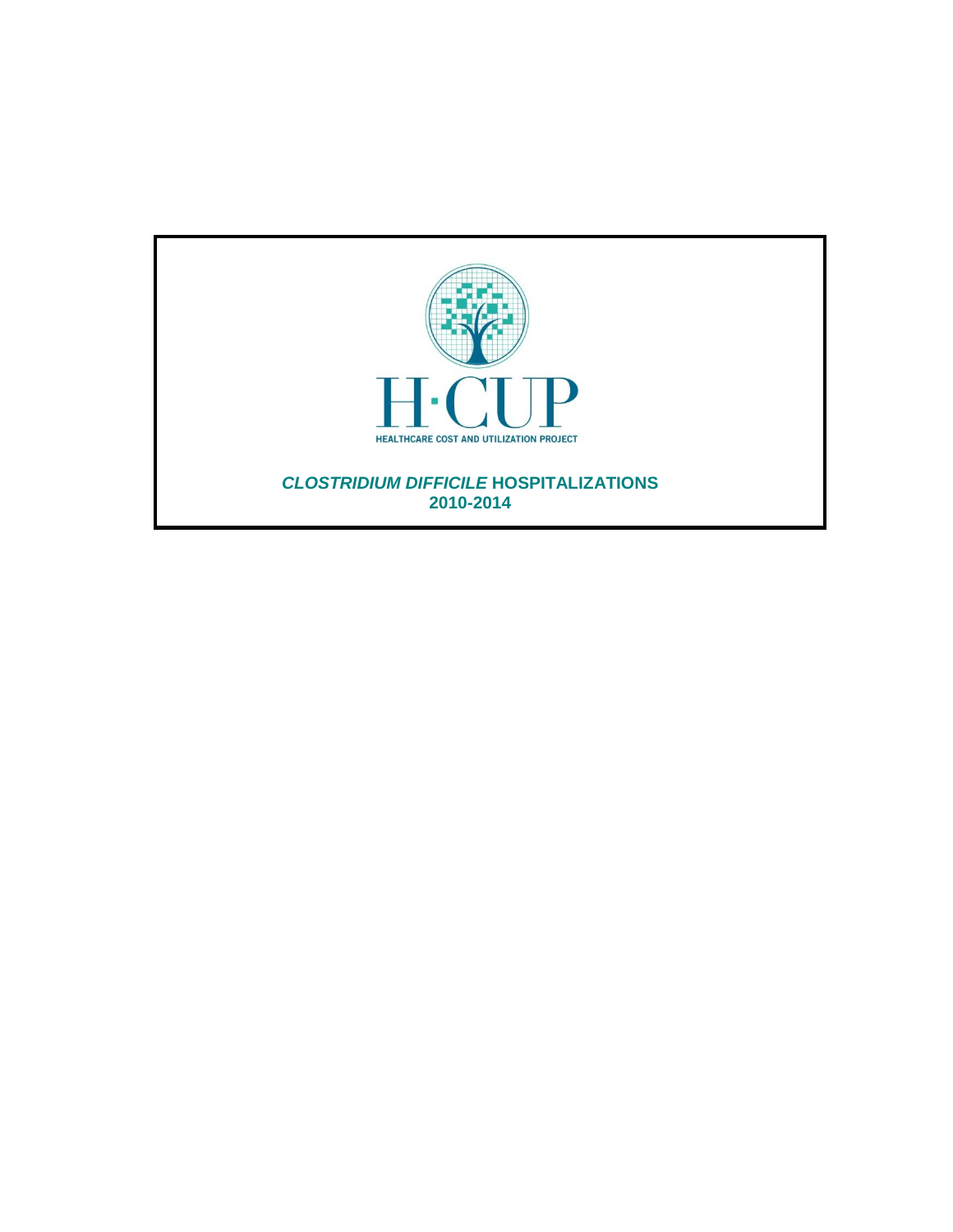H·CUP

HEALTHCARE COST AND UTILIZATION PROJECT

# *CLOSTRIDIUM DIFFICILE* HOSPITALIZATIONS 2010-2014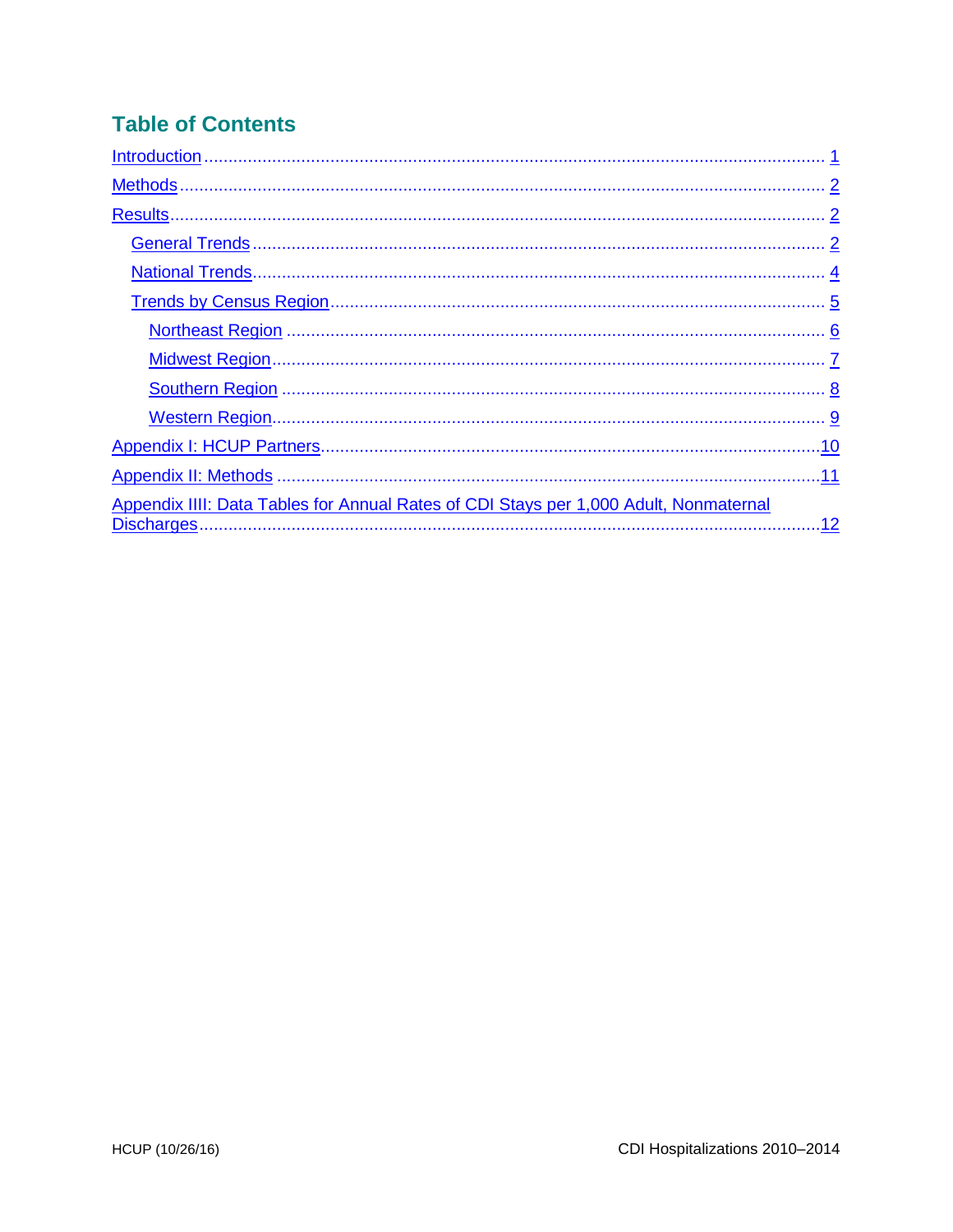## Table of Contents

- Introduction ..... 1
- Methods ..... 2
- Results ..... 2
  - General Trends ..... 2
  - National Trends ..... 4
  - Trends by Census Region ..... 5
    - Northeast Region ..... 6
    - Midwest Region ..... 7
    - Southern Region ..... 8
    - Western Region ..... 9
- Appendix I: HCUP Partners ..... 10
- Appendix II: Methods ..... 11
- Appendix IIII: Data Tables for Annual Rates of CDI Stays per 1,000 Adult, Nonmaternal Discharges ..... 12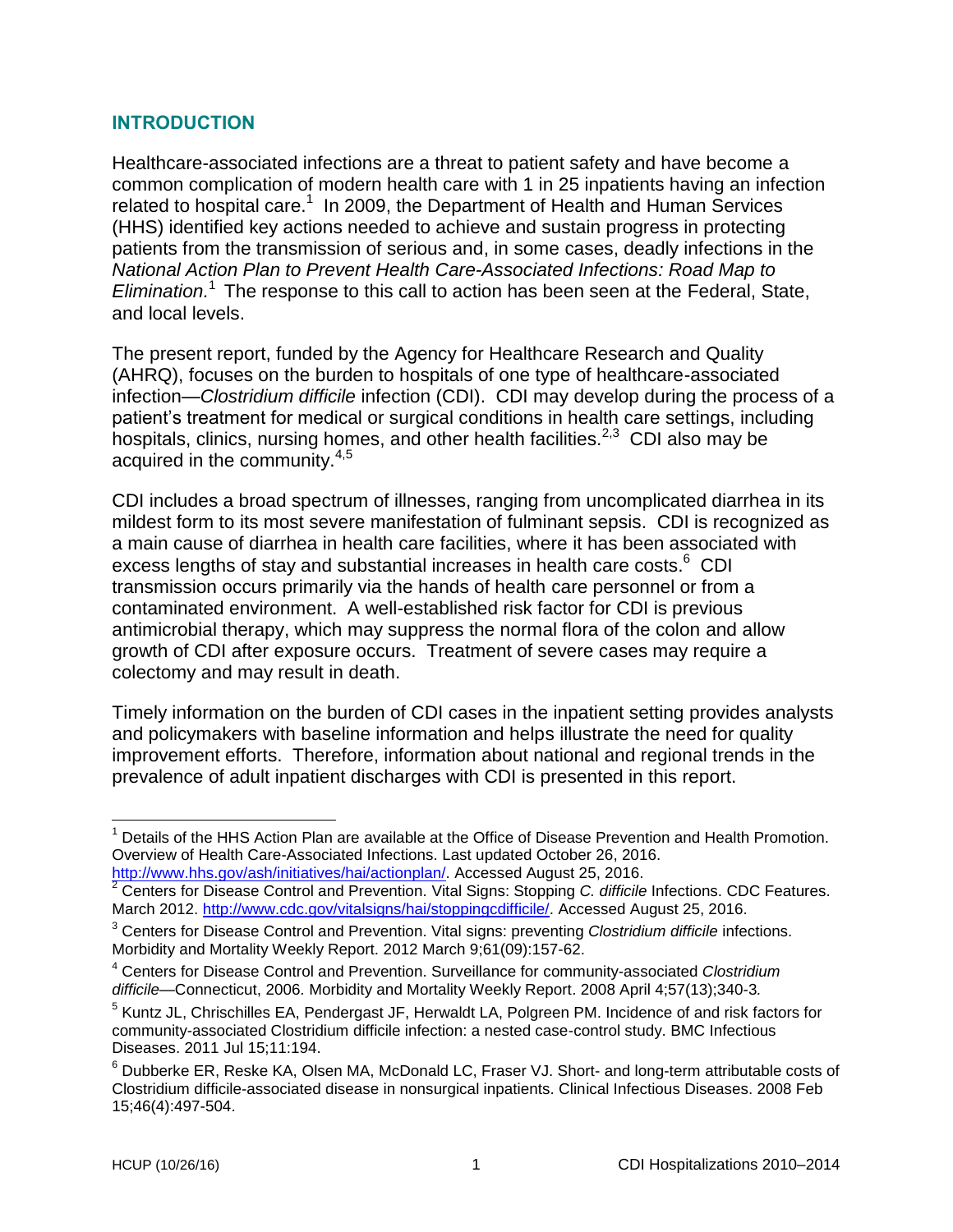## INTRODUCTION

Healthcare-associated infections are a threat to patient safety and have become a common complication of modern health care with 1 in 25 inpatients having an infection related to hospital care.[1] In 2009, the Department of Health and Human Services (HHS) identified key actions needed to achieve and sustain progress in protecting patients from the transmission of serious and, in some cases, deadly infections in the *National Action Plan to Prevent Health Care-Associated Infections: Road Map to Elimination.*[1] The response to this call to action has been seen at the Federal, State, and local levels.

The present report, funded by the Agency for Healthcare Research and Quality (AHRQ), focuses on the burden to hospitals of one type of healthcare-associated infection—*Clostridium difficile* infection (CDI). CDI may develop during the process of a patient's treatment for medical or surgical conditions in health care settings, including hospitals, clinics, nursing homes, and other health facilities.[2,3] CDI also may be acquired in the community.[4,5]

CDI includes a broad spectrum of illnesses, ranging from uncomplicated diarrhea in its mildest form to its most severe manifestation of fulminant sepsis. CDI is recognized as a main cause of diarrhea in health care facilities, where it has been associated with excess lengths of stay and substantial increases in health care costs.[6] CDI transmission occurs primarily via the hands of health care personnel or from a contaminated environment. A well-established risk factor for CDI is previous antimicrobial therapy, which may suppress the normal flora of the colon and allow growth of CDI after exposure occurs. Treatment of severe cases may require a colectomy and may result in death.

Timely information on the burden of CDI cases in the inpatient setting provides analysts and policymakers with baseline information and helps illustrate the need for quality improvement efforts. Therefore, information about national and regional trends in the prevalence of adult inpatient discharges with CDI is presented in this report.

---

[1] Details of the HHS Action Plan are available at the Office of Disease Prevention and Health Promotion. Overview of Health Care-Associated Infections. Last updated October 26, 2016. http://www.hhs.gov/ash/initiatives/hai/actionplan/. Accessed August 25, 2016.

[2] Centers for Disease Control and Prevention. Vital Signs: Stopping *C. difficile* Infections. CDC Features. March 2012. http://www.cdc.gov/vitalsigns/hai/stoppingcdifficile/. Accessed August 25, 2016.

[3] Centers for Disease Control and Prevention. Vital signs: preventing *Clostridium difficile* infections. Morbidity and Mortality Weekly Report. 2012 March 9;61(09):157-62.

[4] Centers for Disease Control and Prevention. Surveillance for community-associated *Clostridium difficile*—Connecticut, 2006. Morbidity and Mortality Weekly Report. 2008 April 4;57(13);340-3.

[5] Kuntz JL, Chrischilles EA, Pendergast JF, Herwaldt LA, Polgreen PM. Incidence of and risk factors for community-associated Clostridium difficile infection: a nested case-control study. BMC Infectious Diseases. 2011 Jul 15;11:194.

[6] Dubberke ER, Reske KA, Olsen MA, McDonald LC, Fraser VJ. Short- and long-term attributable costs of Clostridium difficile-associated disease in nonsurgical inpatients. Clinical Infectious Diseases. 2008 Feb 15;46(4):497-504.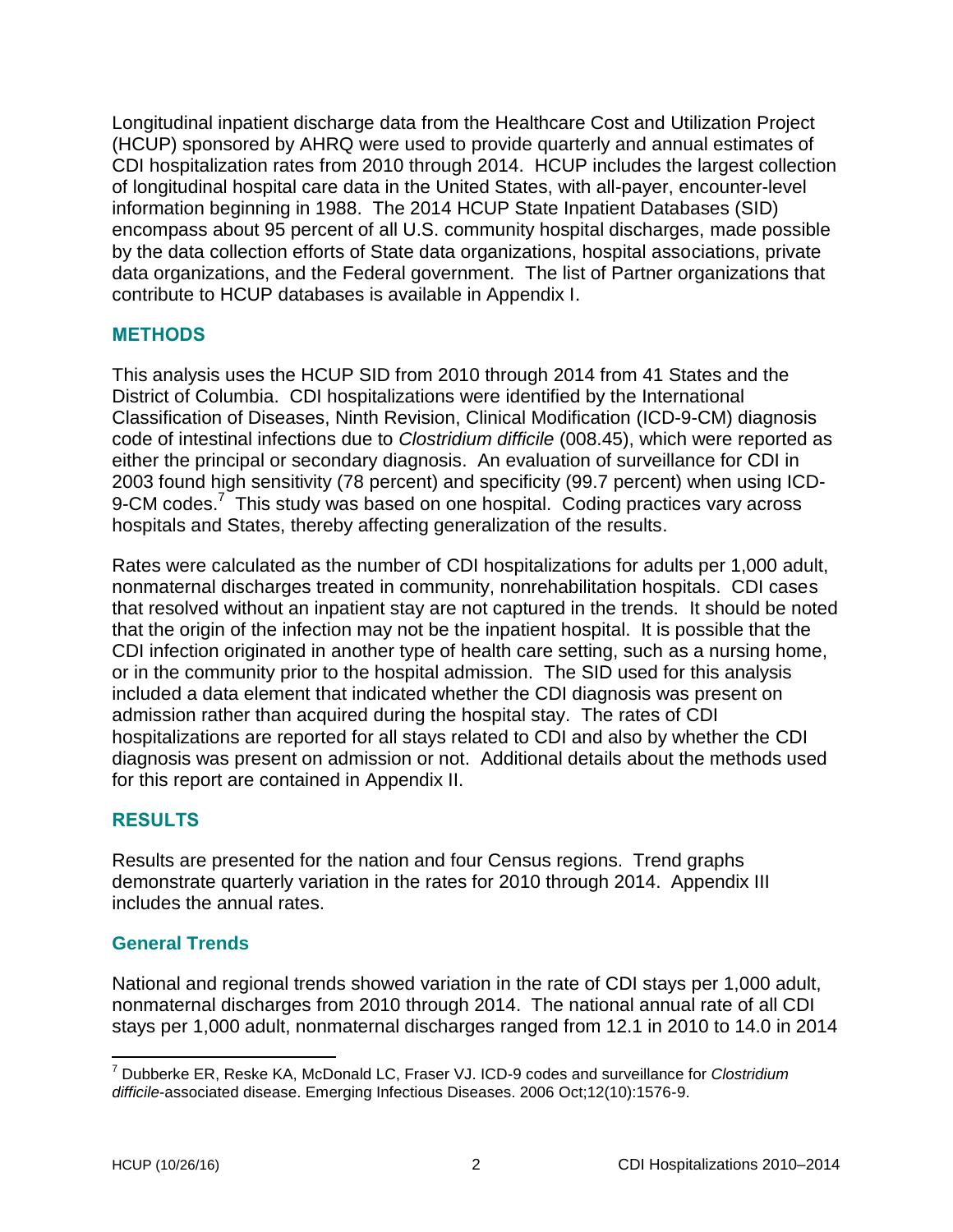Longitudinal inpatient discharge data from the Healthcare Cost and Utilization Project (HCUP) sponsored by AHRQ were used to provide quarterly and annual estimates of CDI hospitalization rates from 2010 through 2014. HCUP includes the largest collection of longitudinal hospital care data in the United States, with all-payer, encounter-level information beginning in 1988. The 2014 HCUP State Inpatient Databases (SID) encompass about 95 percent of all U.S. community hospital discharges, made possible by the data collection efforts of State data organizations, hospital associations, private data organizations, and the Federal government. The list of Partner organizations that contribute to HCUP databases is available in Appendix I.

## METHODS

This analysis uses the HCUP SID from 2010 through 2014 from 41 States and the District of Columbia. CDI hospitalizations were identified by the International Classification of Diseases, Ninth Revision, Clinical Modification (ICD-9-CM) diagnosis code of intestinal infections due to *Clostridium difficile* (008.45), which were reported as either the principal or secondary diagnosis. An evaluation of surveillance for CDI in 2003 found high sensitivity (78 percent) and specificity (99.7 percent) when using ICD-9-CM codes.[7] This study was based on one hospital. Coding practices vary across hospitals and States, thereby affecting generalization of the results.

Rates were calculated as the number of CDI hospitalizations for adults per 1,000 adult, nonmaternal discharges treated in community, nonrehabilitation hospitals. CDI cases that resolved without an inpatient stay are not captured in the trends. It should be noted that the origin of the infection may not be the inpatient hospital. It is possible that the CDI infection originated in another type of health care setting, such as a nursing home, or in the community prior to the hospital admission. The SID used for this analysis included a data element that indicated whether the CDI diagnosis was present on admission rather than acquired during the hospital stay. The rates of CDI hospitalizations are reported for all stays related to CDI and also by whether the CDI diagnosis was present on admission or not. Additional details about the methods used for this report are contained in Appendix II.

## RESULTS

Results are presented for the nation and four Census regions. Trend graphs demonstrate quarterly variation in the rates for 2010 through 2014. Appendix III includes the annual rates.

### General Trends

National and regional trends showed variation in the rate of CDI stays per 1,000 adult, nonmaternal discharges from 2010 through 2014. The national annual rate of all CDI stays per 1,000 adult, nonmaternal discharges ranged from 12.1 in 2010 to 14.0 in 2014

---

[7] Dubberke ER, Reske KA, McDonald LC, Fraser VJ. ICD-9 codes and surveillance for *Clostridium difficile*-associated disease. Emerging Infectious Diseases. 2006 Oct;12(10):1576-9.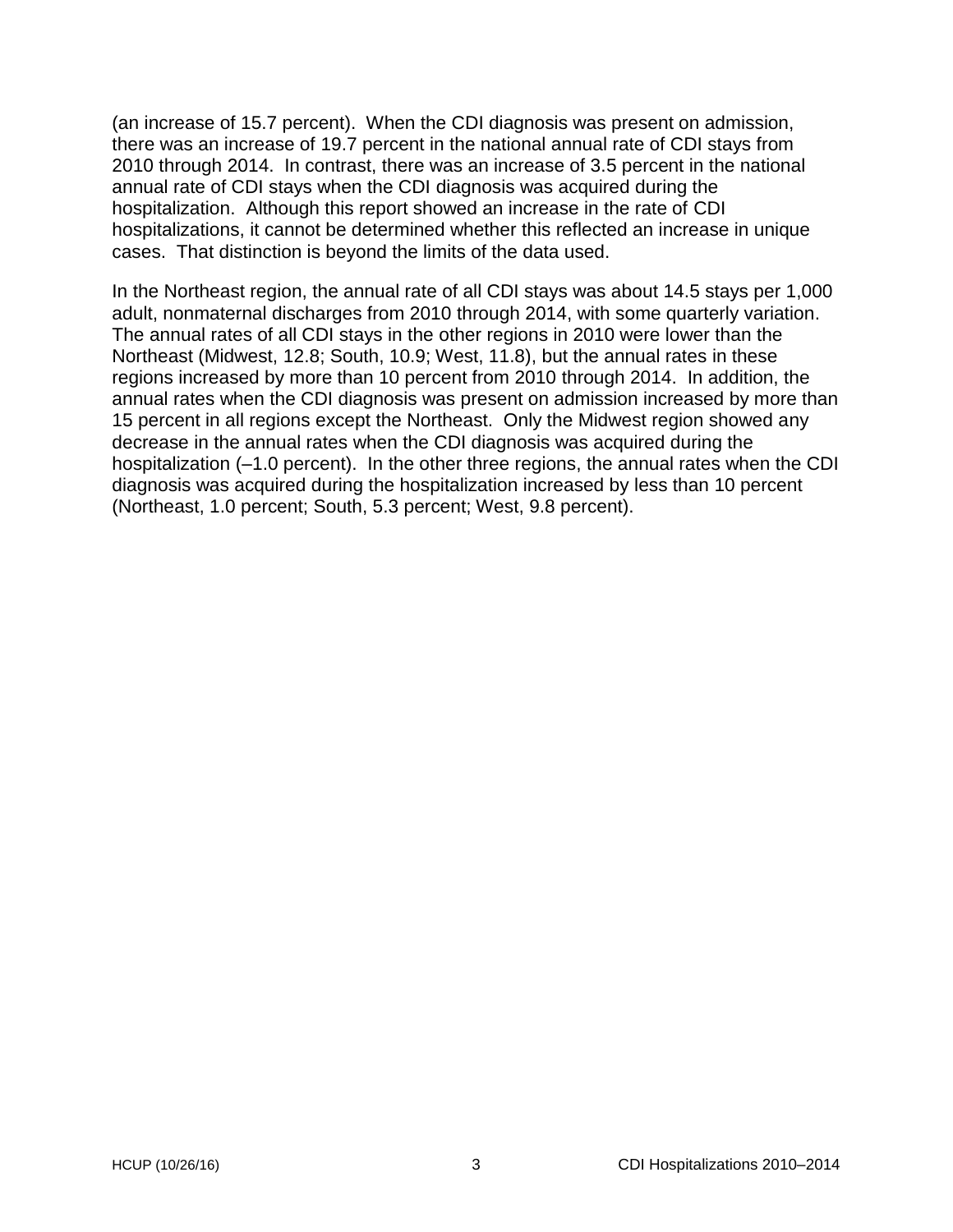(an increase of 15.7 percent). When the CDI diagnosis was present on admission, there was an increase of 19.7 percent in the national annual rate of CDI stays from 2010 through 2014. In contrast, there was an increase of 3.5 percent in the national annual rate of CDI stays when the CDI diagnosis was acquired during the hospitalization. Although this report showed an increase in the rate of CDI hospitalizations, it cannot be determined whether this reflected an increase in unique cases. That distinction is beyond the limits of the data used.

In the Northeast region, the annual rate of all CDI stays was about 14.5 stays per 1,000 adult, nonmaternal discharges from 2010 through 2014, with some quarterly variation. The annual rates of all CDI stays in the other regions in 2010 were lower than the Northeast (Midwest, 12.8; South, 10.9; West, 11.8), but the annual rates in these regions increased by more than 10 percent from 2010 through 2014. In addition, the annual rates when the CDI diagnosis was present on admission increased by more than 15 percent in all regions except the Northeast. Only the Midwest region showed any decrease in the annual rates when the CDI diagnosis was acquired during the hospitalization (–1.0 percent). In the other three regions, the annual rates when the CDI diagnosis was acquired during the hospitalization increased by less than 10 percent (Northeast, 1.0 percent; South, 5.3 percent; West, 9.8 percent).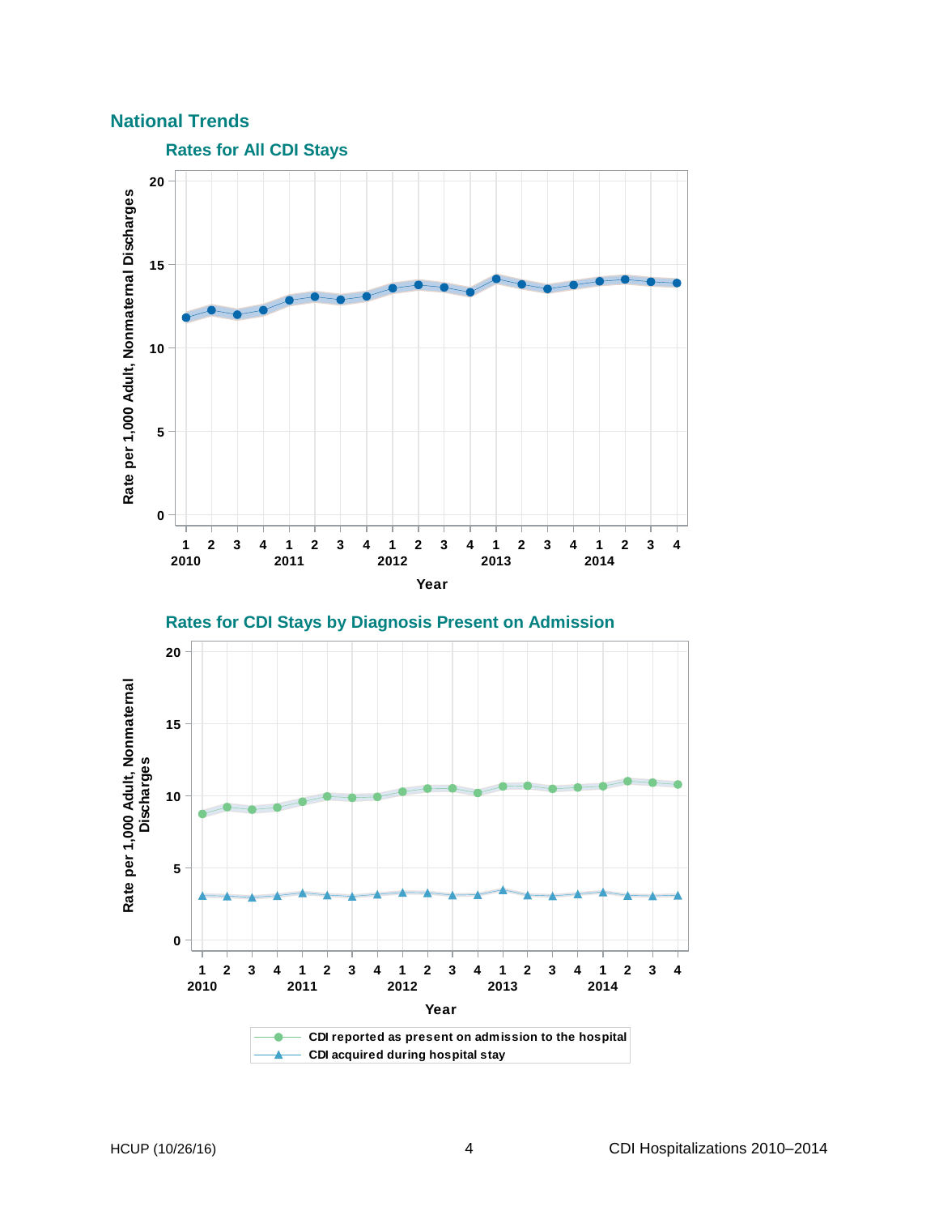## National Trends

### Rates for All CDI Stays

### Rates for CDI Stays by Diagnosis Present on Admission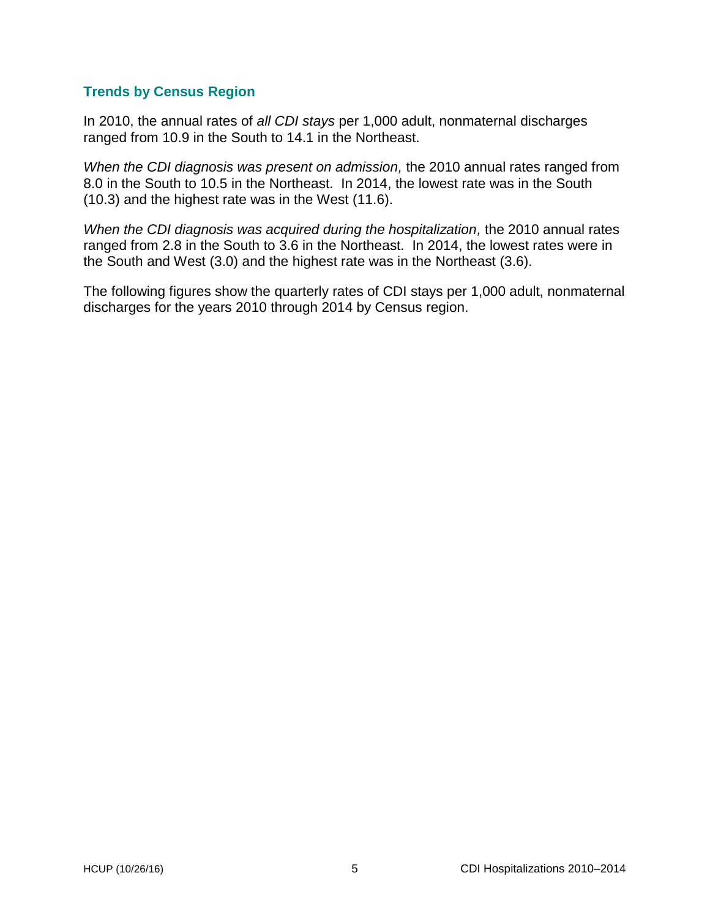## Trends by Census Region

In 2010, the annual rates of *all CDI stays* per 1,000 adult, nonmaternal discharges ranged from 10.9 in the South to 14.1 in the Northeast.

*When the CDI diagnosis was present on admission,* the 2010 annual rates ranged from 8.0 in the South to 10.5 in the Northeast. In 2014, the lowest rate was in the South (10.3) and the highest rate was in the West (11.6).

*When the CDI diagnosis was acquired during the hospitalization,* the 2010 annual rates ranged from 2.8 in the South to 3.6 in the Northeast. In 2014, the lowest rates were in the South and West (3.0) and the highest rate was in the Northeast (3.6).

The following figures show the quarterly rates of CDI stays per 1,000 adult, nonmaternal discharges for the years 2010 through 2014 by Census region.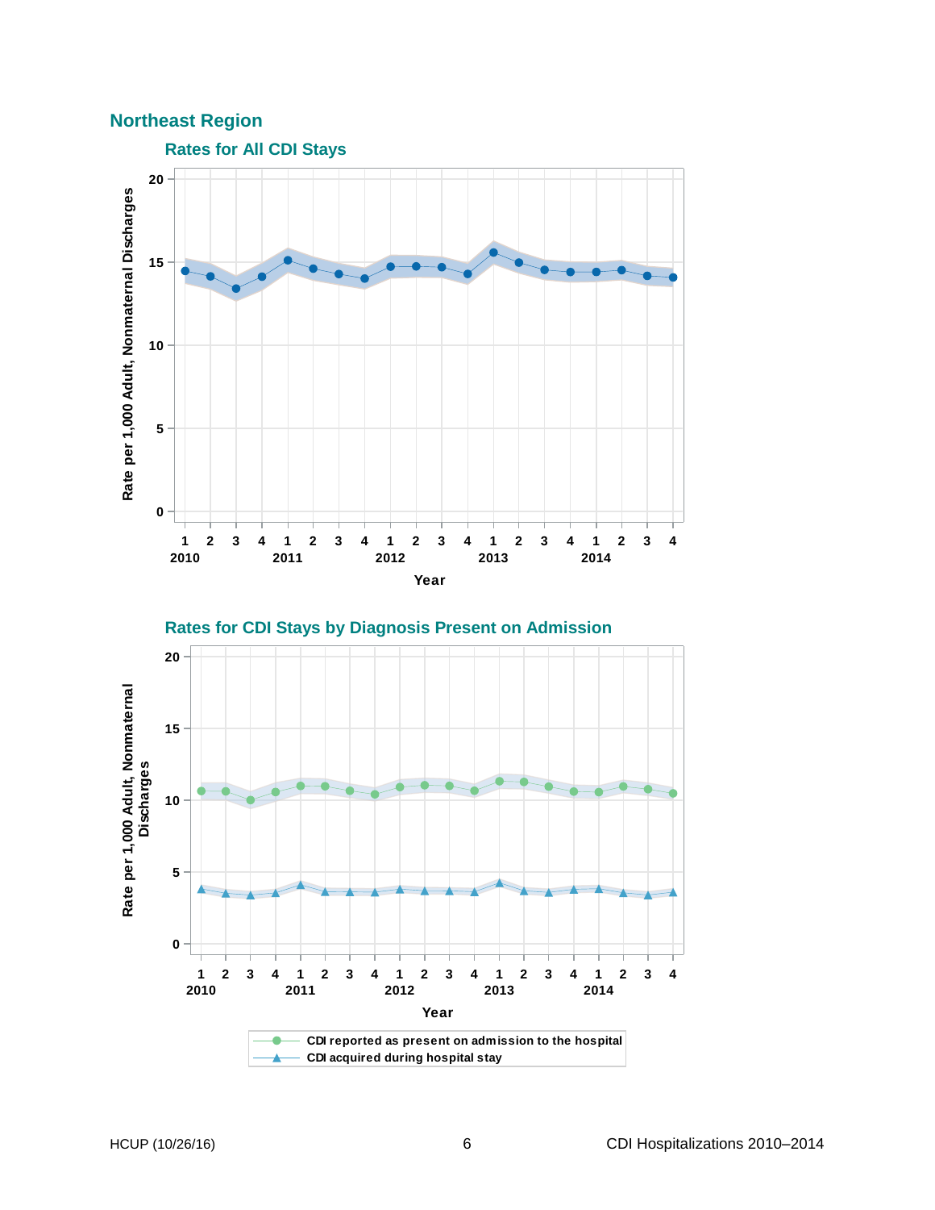## Northeast Region

### Rates for All CDI Stays

### Rates for CDI Stays by Diagnosis Present on Admission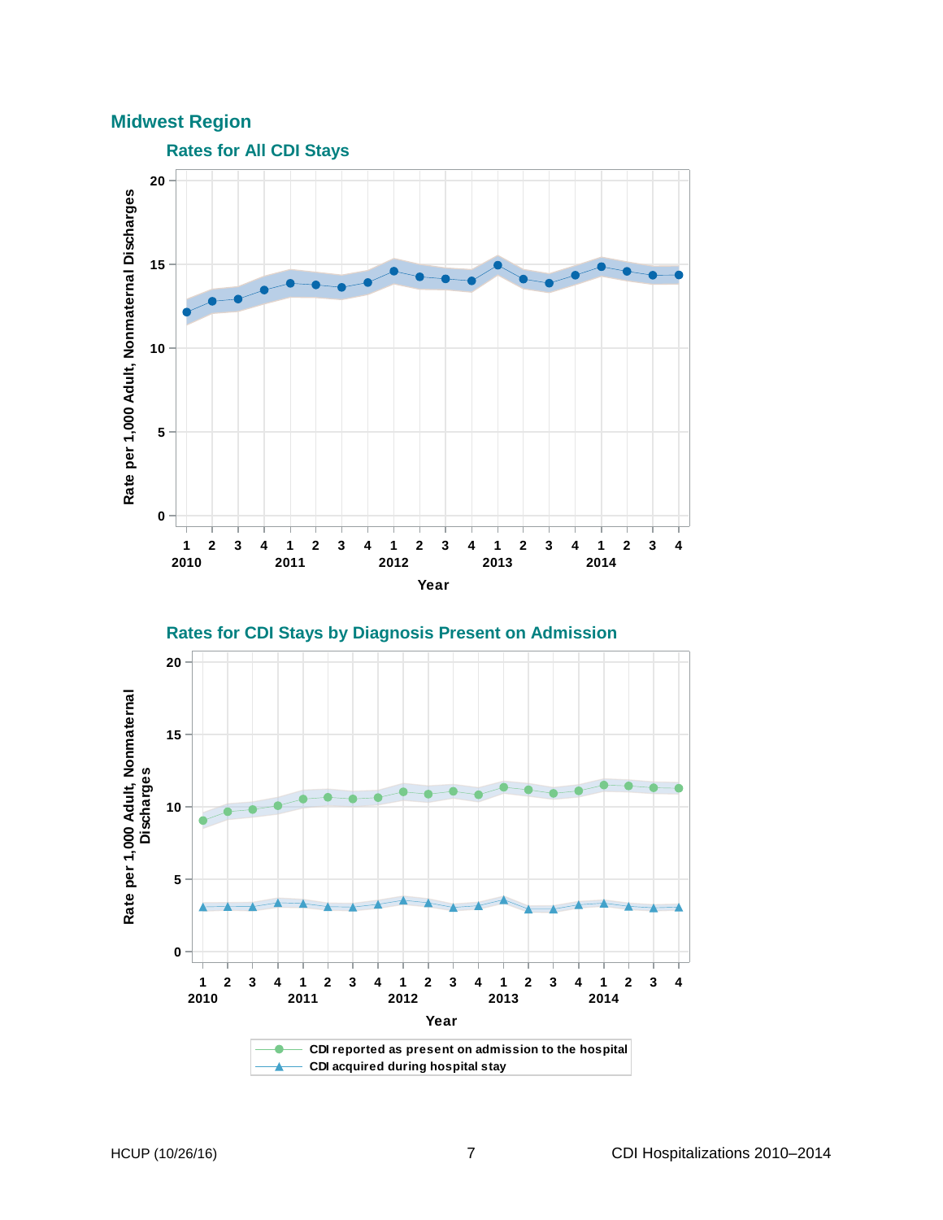## Midwest Region

### Rates for All CDI Stays

### Rates for CDI Stays by Diagnosis Present on Admission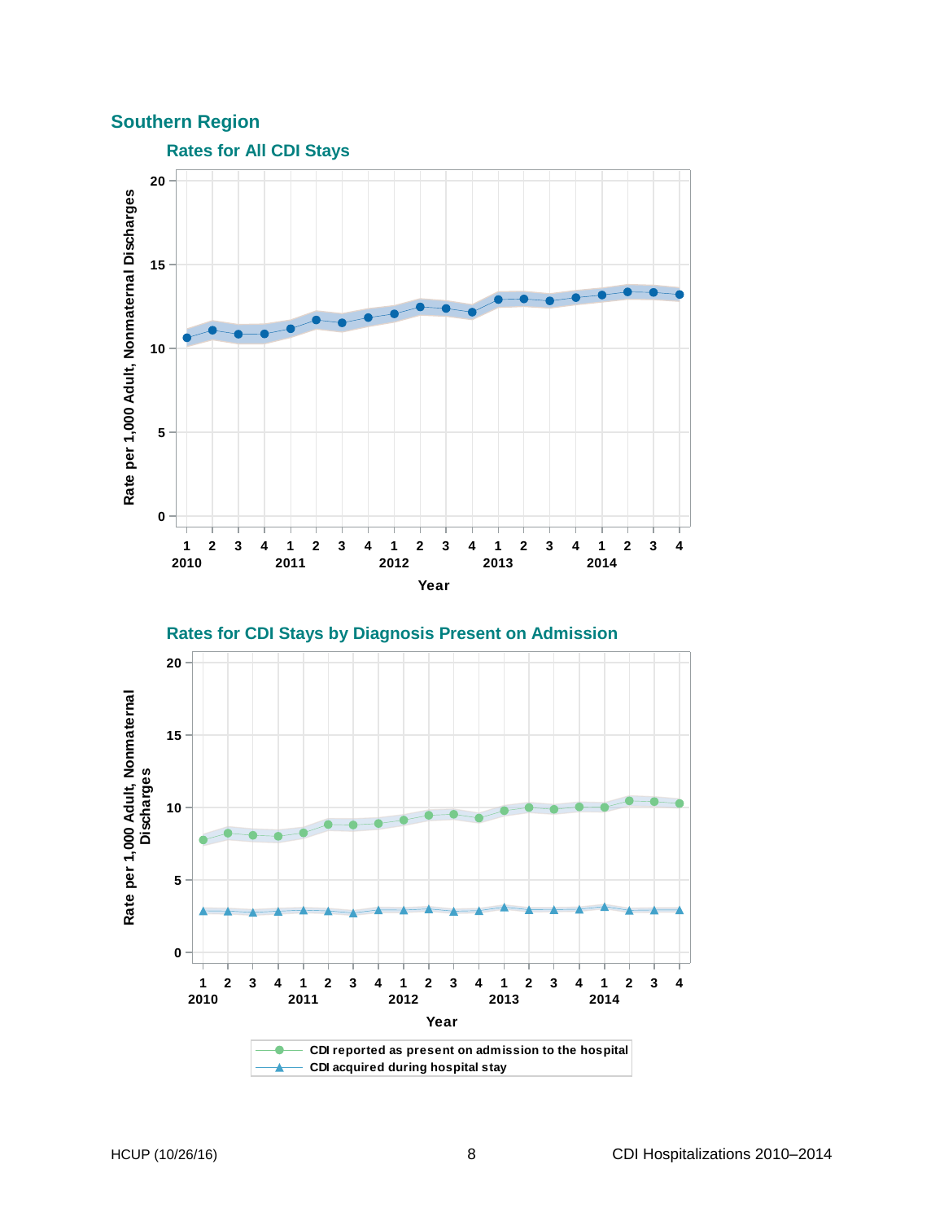## Southern Region

### Rates for All CDI Stays

### Rates for CDI Stays by Diagnosis Present on Admission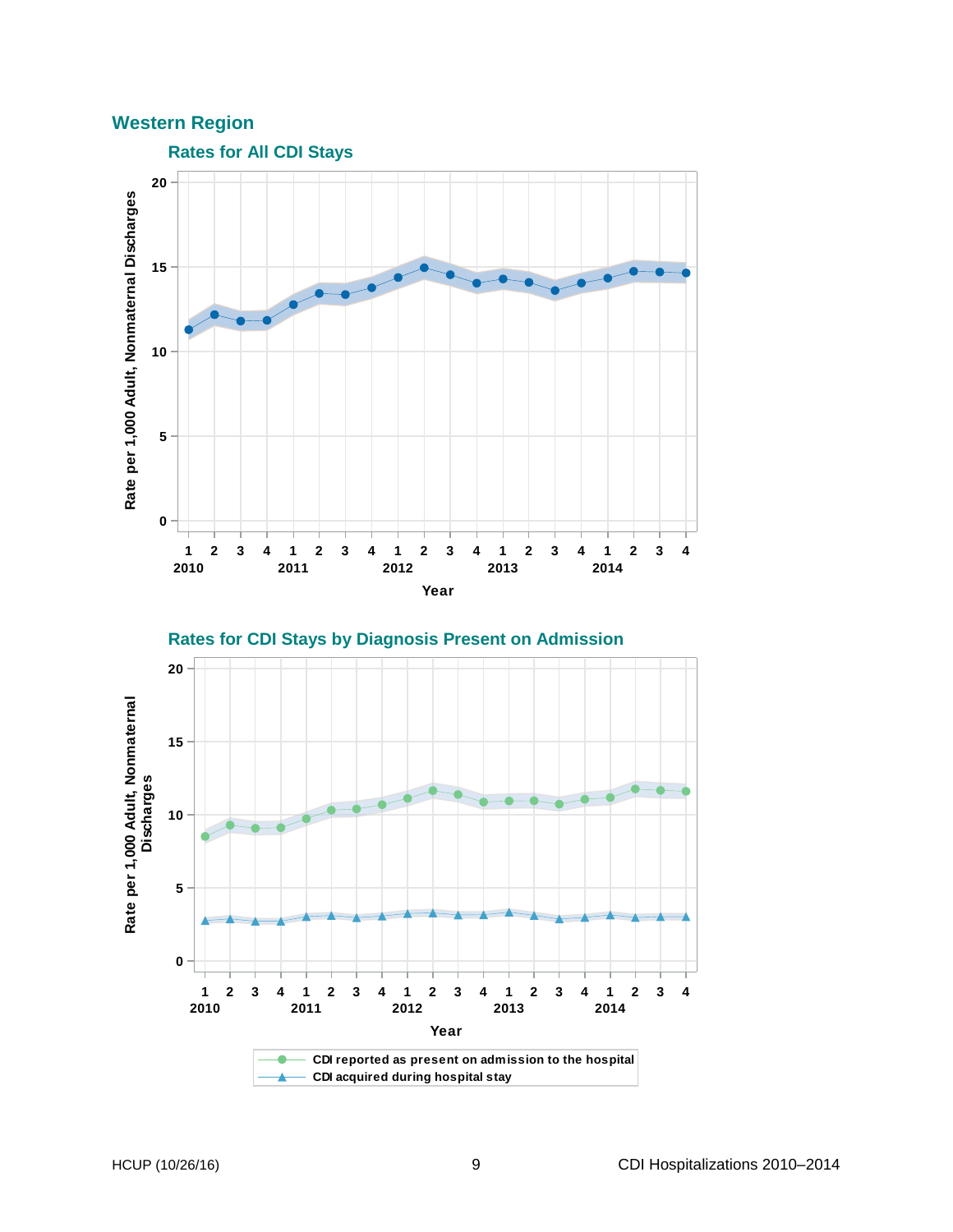## Western Region

### Rates for All CDI Stays

Rate per 1,000 Adult, Nonmaternal Discharges

Year

### Rates for CDI Stays by Diagnosis Present on Admission

Rate per 1,000 Adult, Nonmaternal Discharges

Year

- CDI reported as present on admission to the hospital
- CDI acquired during hospital stay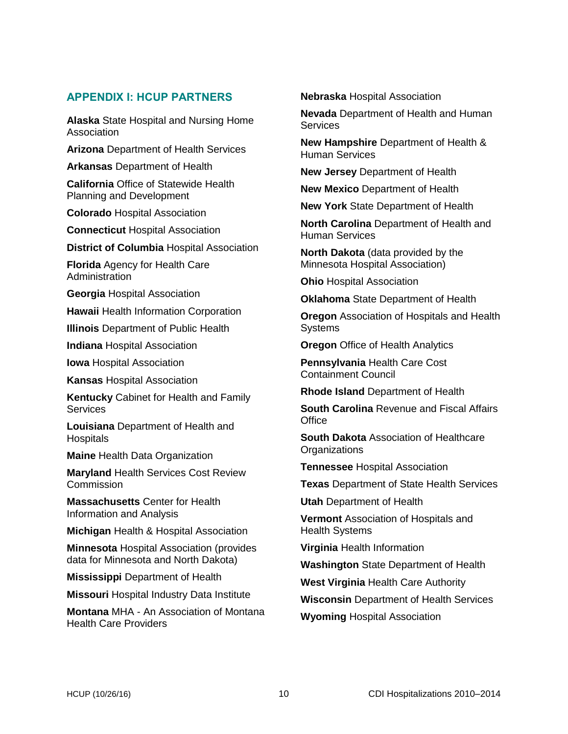## APPENDIX I: HCUP PARTNERS

**Alaska** State Hospital and Nursing Home Association

**Arizona** Department of Health Services

**Arkansas** Department of Health

**California** Office of Statewide Health Planning and Development

**Colorado** Hospital Association

**Connecticut** Hospital Association

**District of Columbia** Hospital Association

**Florida** Agency for Health Care Administration

**Georgia** Hospital Association

**Hawaii** Health Information Corporation

**Illinois** Department of Public Health

**Indiana** Hospital Association

**Iowa** Hospital Association

**Kansas** Hospital Association

**Kentucky** Cabinet for Health and Family Services

**Louisiana** Department of Health and Hospitals

**Maine** Health Data Organization

**Maryland** Health Services Cost Review Commission

**Massachusetts** Center for Health Information and Analysis

**Michigan** Health & Hospital Association

**Minnesota** Hospital Association (provides data for Minnesota and North Dakota)

**Mississippi** Department of Health

**Missouri** Hospital Industry Data Institute

**Montana** MHA - An Association of Montana Health Care Providers

**Nebraska** Hospital Association

**Nevada** Department of Health and Human Services

**New Hampshire** Department of Health & Human Services

**New Jersey** Department of Health

**New Mexico** Department of Health

**New York** State Department of Health

**North Carolina** Department of Health and Human Services

**North Dakota** (data provided by the Minnesota Hospital Association)

**Ohio** Hospital Association

**Oklahoma** State Department of Health

**Oregon** Association of Hospitals and Health Systems

**Oregon** Office of Health Analytics

**Pennsylvania** Health Care Cost Containment Council

**Rhode Island** Department of Health

**South Carolina** Revenue and Fiscal Affairs Office

**South Dakota** Association of Healthcare Organizations

**Tennessee** Hospital Association

**Texas** Department of State Health Services

**Utah** Department of Health

**Vermont** Association of Hospitals and Health Systems

**Virginia** Health Information

**Washington** State Department of Health

**West Virginia** Health Care Authority

**Wisconsin** Department of Health Services

**Wyoming** Hospital Association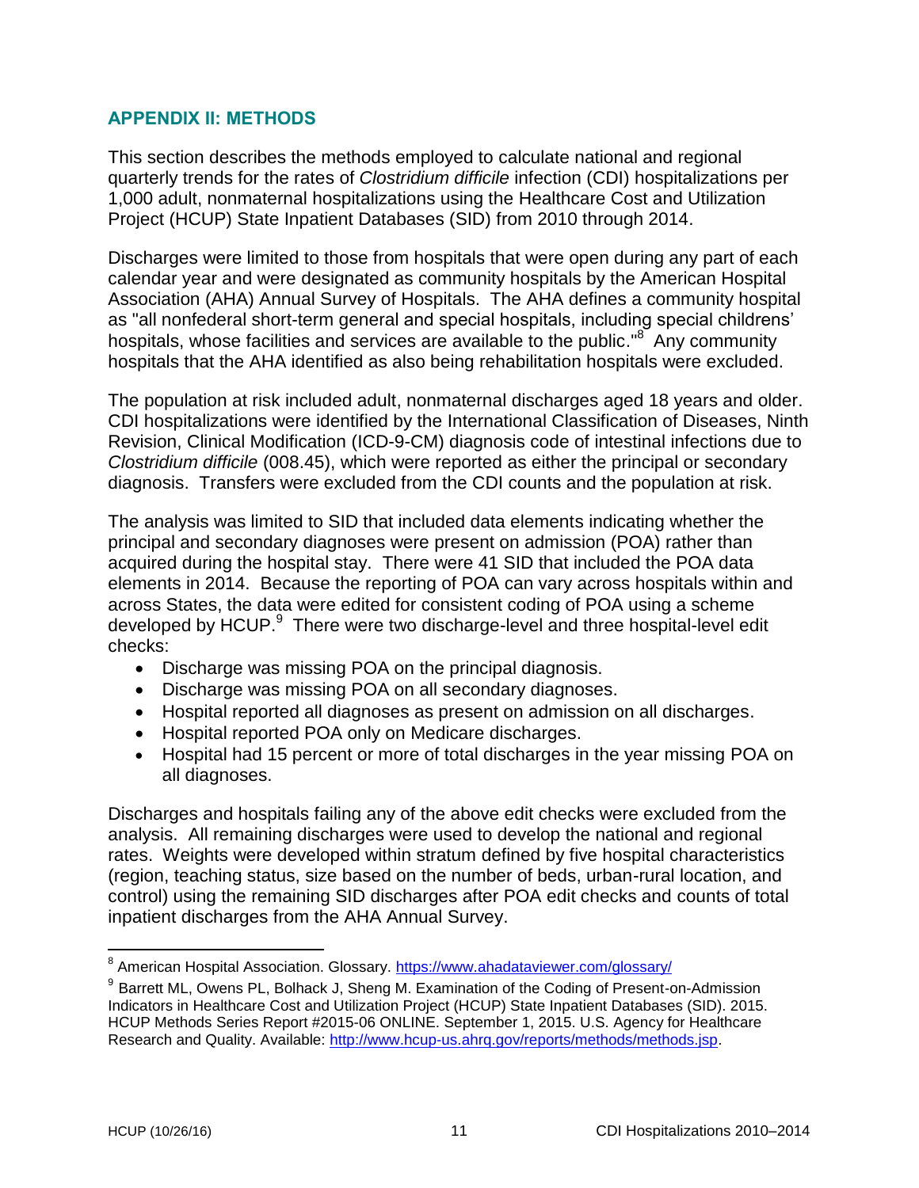## APPENDIX II: METHODS

This section describes the methods employed to calculate national and regional quarterly trends for the rates of *Clostridium difficile* infection (CDI) hospitalizations per 1,000 adult, nonmaternal hospitalizations using the Healthcare Cost and Utilization Project (HCUP) State Inpatient Databases (SID) from 2010 through 2014.

Discharges were limited to those from hospitals that were open during any part of each calendar year and were designated as community hospitals by the American Hospital Association (AHA) Annual Survey of Hospitals. The AHA defines a community hospital as "all nonfederal short-term general and special hospitals, including special childrens' hospitals, whose facilities and services are available to the public."[8] Any community hospitals that the AHA identified as also being rehabilitation hospitals were excluded.

The population at risk included adult, nonmaternal discharges aged 18 years and older. CDI hospitalizations were identified by the International Classification of Diseases, Ninth Revision, Clinical Modification (ICD-9-CM) diagnosis code of intestinal infections due to *Clostridium difficile* (008.45), which were reported as either the principal or secondary diagnosis. Transfers were excluded from the CDI counts and the population at risk.

The analysis was limited to SID that included data elements indicating whether the principal and secondary diagnoses were present on admission (POA) rather than acquired during the hospital stay. There were 41 SID that included the POA data elements in 2014. Because the reporting of POA can vary across hospitals within and across States, the data were edited for consistent coding of POA using a scheme developed by HCUP.[9] There were two discharge-level and three hospital-level edit checks:

- Discharge was missing POA on the principal diagnosis.
- Discharge was missing POA on all secondary diagnoses.
- Hospital reported all diagnoses as present on admission on all discharges.
- Hospital reported POA only on Medicare discharges.
- Hospital had 15 percent or more of total discharges in the year missing POA on all diagnoses.

Discharges and hospitals failing any of the above edit checks were excluded from the analysis. All remaining discharges were used to develop the national and regional rates. Weights were developed within stratum defined by five hospital characteristics (region, teaching status, size based on the number of beds, urban-rural location, and control) using the remaining SID discharges after POA edit checks and counts of total inpatient discharges from the AHA Annual Survey.

---

[8] American Hospital Association. Glossary. https://www.ahadataviewer.com/glossary/

[9] Barrett ML, Owens PL, Bolhack J, Sheng M. Examination of the Coding of Present-on-Admission Indicators in Healthcare Cost and Utilization Project (HCUP) State Inpatient Databases (SID). 2015. HCUP Methods Series Report #2015-06 ONLINE. September 1, 2015. U.S. Agency for Healthcare Research and Quality. Available: http://www.hcup-us.ahrq.gov/reports/methods/methods.jsp.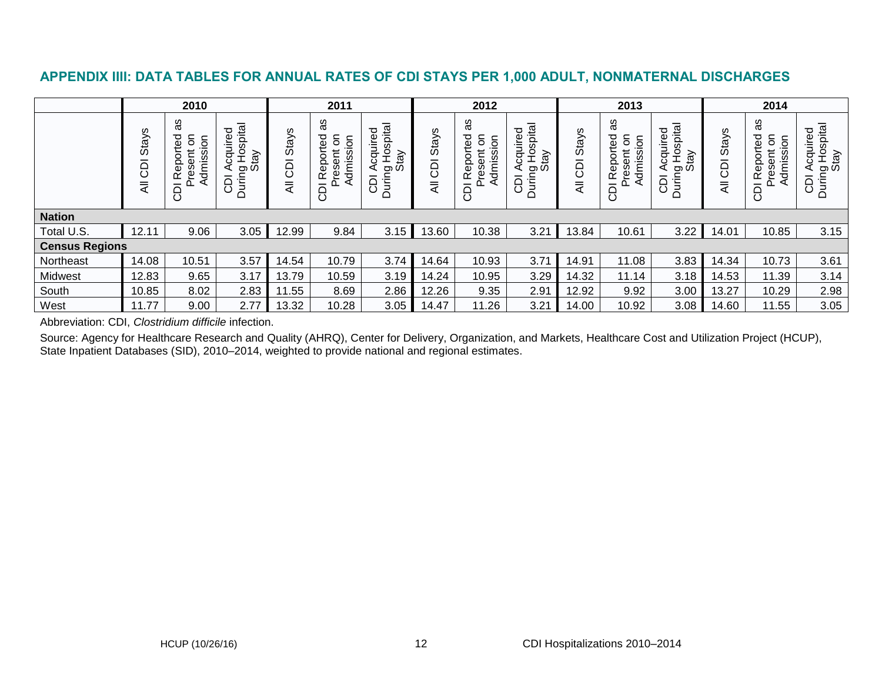## APPENDIX IIII: DATA TABLES FOR ANNUAL RATES OF CDI STAYS PER 1,000 ADULT, NONMATERNAL DISCHARGES

| | 2010 | | | 2011 | | | 2012 | | | 2013 | | | 2014 | | |
|---|---|---|---|---|---|---|---|---|---|---|---|---|---|---|---|
| | All CDI Stays | CDI Reported as Present on Admission | CDI Acquired During Hospital Stay | All CDI Stays | CDI Reported as Present on Admission | CDI Acquired During Hospital Stay | All CDI Stays | CDI Reported as Present on Admission | CDI Acquired During Hospital Stay | All CDI Stays | CDI Reported as Present on Admission | CDI Acquired During Hospital Stay | All CDI Stays | CDI Reported as Present on Admission | CDI Acquired During Hospital Stay |
| **Nation** | | | | | | | | | | | | | | | |
| Total U.S. | 12.11 | 9.06 | 3.05 | 12.99 | 9.84 | 3.15 | 13.60 | 10.38 | 3.21 | 13.84 | 10.61 | 3.22 | 14.01 | 10.85 | 3.15 |
| **Census Regions** | | | | | | | | | | | | | | | |
| Northeast | 14.08 | 10.51 | 3.57 | 14.54 | 10.79 | 3.74 | 14.64 | 10.93 | 3.71 | 14.91 | 11.08 | 3.83 | 14.34 | 10.73 | 3.61 |
| Midwest | 12.83 | 9.65 | 3.17 | 13.79 | 10.59 | 3.19 | 14.24 | 10.95 | 3.29 | 14.32 | 11.14 | 3.18 | 14.53 | 11.39 | 3.14 |
| South | 10.85 | 8.02 | 2.83 | 11.55 | 8.69 | 2.86 | 12.26 | 9.35 | 2.91 | 12.92 | 9.92 | 3.00 | 13.27 | 10.29 | 2.98 |
| West | 11.77 | 9.00 | 2.77 | 13.32 | 10.28 | 3.05 | 14.47 | 11.26 | 3.21 | 14.00 | 10.92 | 3.08 | 14.60 | 11.55 | 3.05 |

Abbreviation: CDI, *Clostridium difficile* infection.

Source: Agency for Healthcare Research and Quality (AHRQ), Center for Delivery, Organization, and Markets, Healthcare Cost and Utilization Project (HCUP), State Inpatient Databases (SID), 2010–2014, weighted to provide national and regional estimates.